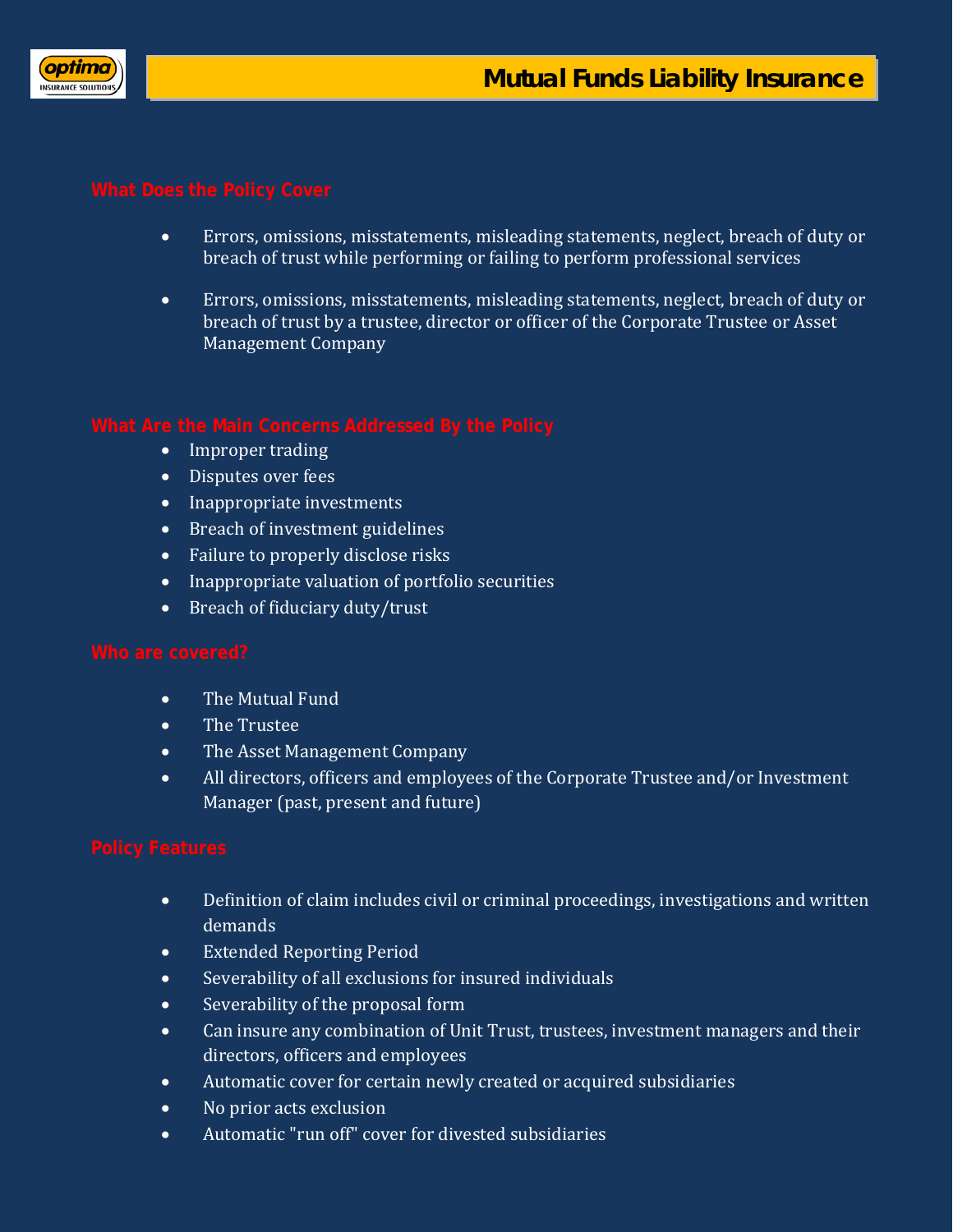# Mutual Funds Liability Insurance

## What Does the Policy Cover

- Errors, omissions, misstatements, misleading statements, neglect, breach of duty or breach of trust while performing or failing to perform professional services
- Errors, omissions, misstatements, misleading statements, neglect, breach of duty or breach of trust by a trustee, director or officer of the Corporate Trustee or Asset Management Company

## What Are the Main Concerns Addressed By the Policy

- Improper trading
- Disputes over fees
- Inappropriate investments
- Breach of investment guidelines
- Failure to properly disclose risks
- Inappropriate valuation of portfolio securities
- Breach of fiduciary duty/trust

## Who are covered?

- The Mutual Fund
- The Trustee
- The Asset Management Company
- All directors, officers and employees of the Corporate Trustee and/or Investment Manager (past, present and future)

## Policy Features

- Definition of claim includes civil or criminal proceedings, investigations and written demands
- Extended Reporting Period
- Severability of all exclusions for insured individuals
- Severability of the proposal form
- Can insure any combination of Unit Trust, trustees, investment managers and their directors, officers and employees
- Automatic cover for certain newly created or acquired subsidiaries
- No prior acts exclusion
- Automatic "run off" cover for divested subsidiaries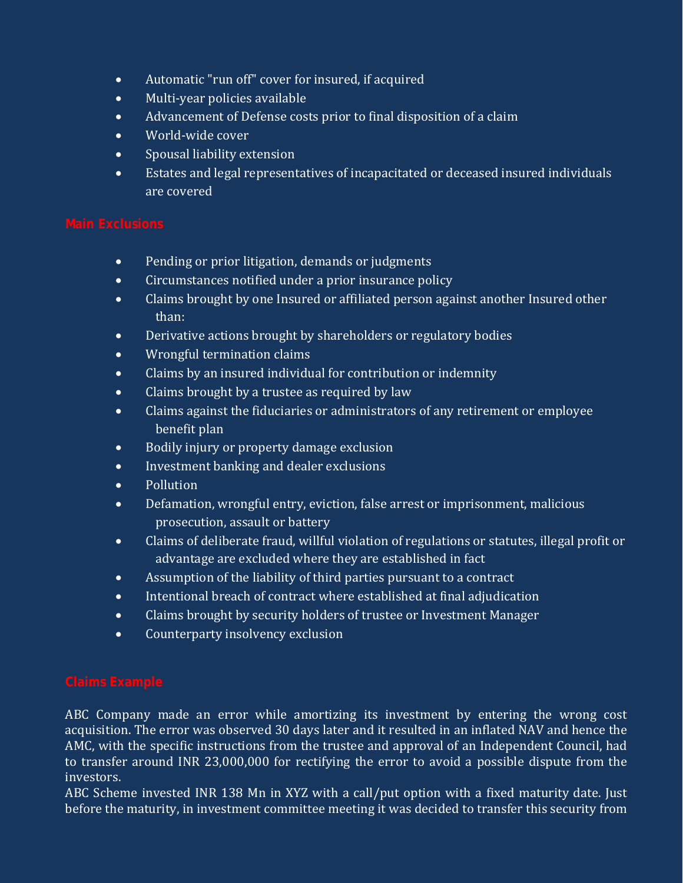- Automatic "run off" cover for insured, if acquired
- Multi-year policies available
- Advancement of Defense costs prior to final disposition of a claim
- World-wide cover
- Spousal liability extension
- Estates and legal representatives of incapacitated or deceased insured individuals are covered

## Main Exclusions

- Pending or prior litigation, demands or judgments
- Circumstances notified under a prior insurance policy
- Claims brought by one Insured or affiliated person against another Insured other than:
- Derivative actions brought by shareholders or regulatory bodies
- Wrongful termination claims
- Claims by an insured individual for contribution or indemnity
- Claims brought by a trustee as required by law
- Claims against the fiduciaries or administrators of any retirement or employee benefit plan
- Bodily injury or property damage exclusion
- Investment banking and dealer exclusions
- Pollution
- Defamation, wrongful entry, eviction, false arrest or imprisonment, malicious prosecution, assault or battery
- Claims of deliberate fraud, willful violation of regulations or statutes, illegal profit or advantage are excluded where they are established in fact
- Assumption of the liability of third parties pursuant to a contract
- Intentional breach of contract where established at final adjudication
- Claims brought by security holders of trustee or Investment Manager
- Counterparty insolvency exclusion

## Claims Example

ABC Company made an error while amortizing its investment by entering the wrong cost acquisition. The error was observed 30 days later and it resulted in an inflated NAV and hence the AMC, with the specific instructions from the trustee and approval of an Independent Council, had to transfer around INR 23,000,000 for rectifying the error to avoid a possible dispute from the investors.

ABC Scheme invested INR 138 Mn in XYZ with a call/put option with a fixed maturity date. Just before the maturity, in investment committee meeting it was decided to transfer this security from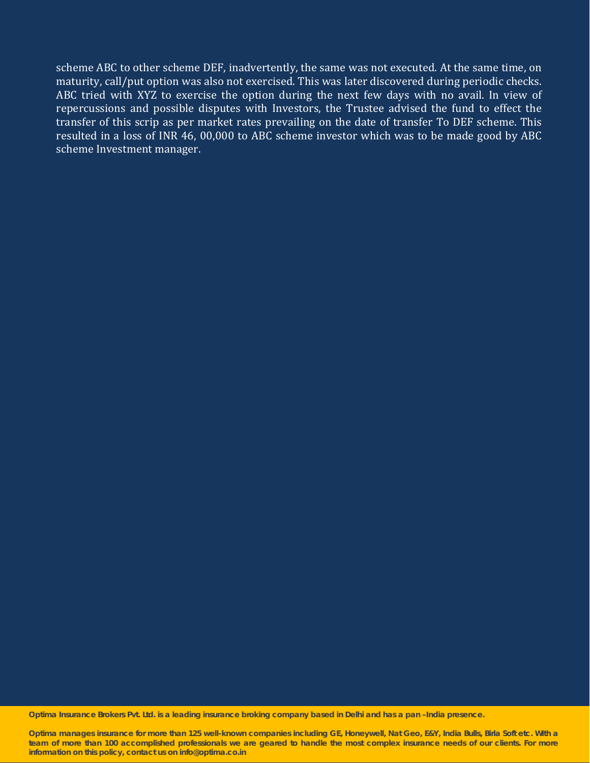scheme ABC to other scheme DEF, inadvertently, the same was not executed. At the same time, on maturity, call/put option was also not exercised. This was later discovered during periodic checks. ABC tried with XYZ to exercise the option during the next few days with no avail. In view of repercussions and possible disputes with Investors, the Trustee advised the fund to effect the transfer of this scrip as per market rates prevailing on the date of transfer To DEF scheme. This resulted in a loss of INR 46, 00,000 to ABC scheme investor which was to be made good by ABC scheme Investment manager.

**Optima Insurance Brokers Pvt. Ltd. is a leading insurance broking company based in Delhi and has a pan –India presence.**

**Optima manages insurance for more than 125 well-known companies including GE, Honeywell, Nat Geo, E&Y, India Bulls, Birla Soft etc. With a team of more than 100 accomplished professionals we are geared to handle the most complex insurance needs of our clients. For more information on this policy, contact us on info@optima.co.in**